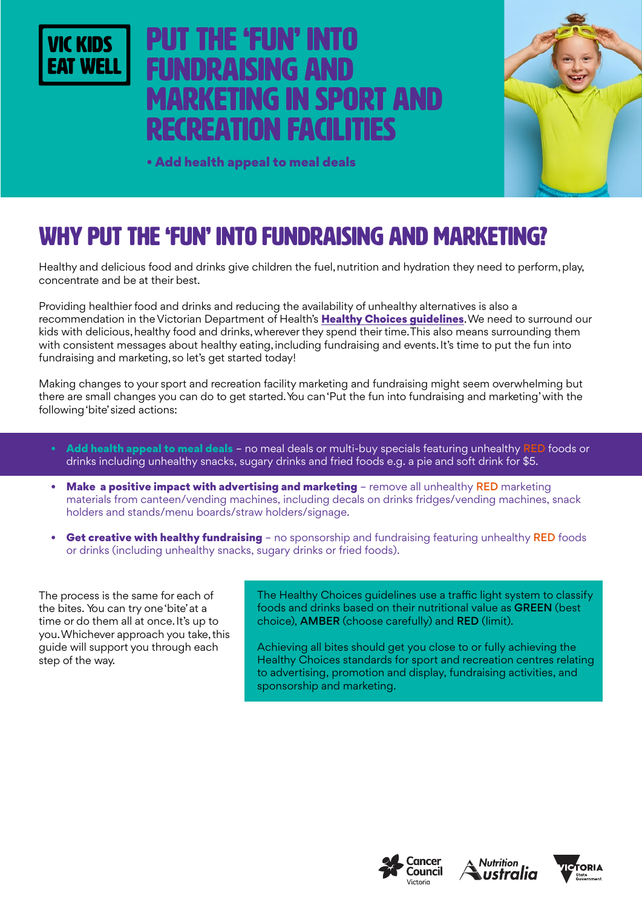VIC KIDS EAT WELL

# PUT THE 'FUN' INTO FUNDRAISING AND MARKETING IN SPORT AND RECREATION FACILITIES

• **Add health appeal to meal deals**

## WHY PUT THE 'FUN' INTO FUNDRAISING AND MARKETING?

Healthy and delicious food and drinks give children the fuel, nutrition and hydration they need to perform, play, concentrate and be at their best.

Providing healthier food and drinks and reducing the availability of unhealthy alternatives is also a recommendation in the Victorian Department of Health's **Healthy Choices guidelines**. We need to surround our kids with delicious, healthy food and drinks, wherever they spend their time. This also means surrounding them with consistent messages about healthy eating, including fundraising and events. It's time to put the fun into fundraising and marketing, so let's get started today!

Making changes to your sport and recreation facility marketing and fundraising might seem overwhelming but there are small changes you can do to get started. You can 'Put the fun into fundraising and marketing' with the following 'bite' sized actions:

- **Add health appeal to meal deals** – no meal deals or multi-buy specials featuring unhealthy RED foods or drinks including unhealthy snacks, sugary drinks and fried foods e.g. a pie and soft drink for $5.
- **Make a positive impact with advertising and marketing** – remove all unhealthy RED marketing materials from canteen/vending machines, including decals on drinks fridges/vending machines, snack holders and stands/menu boards/straw holders/signage.
- **Get creative with healthy fundraising** – no sponsorship and fundraising featuring unhealthy RED foods or drinks (including unhealthy snacks, sugary drinks or fried foods).

The process is the same for each of the bites. You can try one 'bite' at a time or do them all at once. It's up to you. Whichever approach you take, this guide will support you through each step of the way.

The Healthy Choices guidelines use a traffic light system to classify foods and drinks based on their nutritional value as **GREEN** (best choice), **AMBER** (choose carefully) and **RED** (limit).

Achieving all bites should get you close to or fully achieving the Healthy Choices standards for sport and recreation centres relating to advertising, promotion and display, fundraising activities, and sponsorship and marketing.

Cancer Council Victoria | Nutrition Australia | Victoria State Government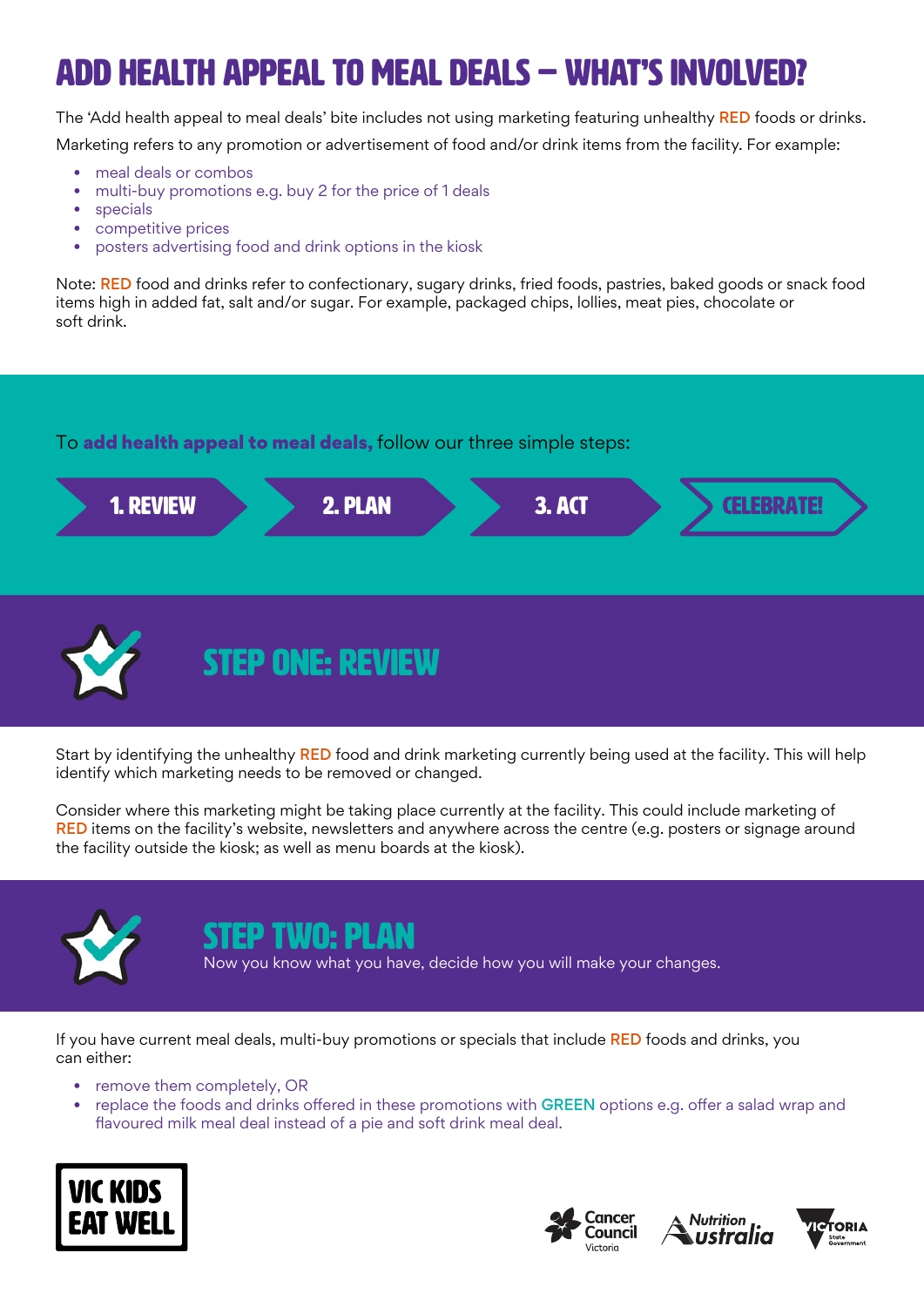# ADD HEALTH APPEAL TO MEAL DEALS – WHAT'S INVOLVED?

The 'Add health appeal to meal deals' bite includes not using marketing featuring unhealthy RED foods or drinks.

Marketing refers to any promotion or advertisement of food and/or drink items from the facility. For example:

- meal deals or combos
- multi-buy promotions e.g. buy 2 for the price of 1 deals
- specials
- competitive prices
- posters advertising food and drink options in the kiosk

Note: RED food and drinks refer to confectionary, sugary drinks, fried foods, pastries, baked goods or snack food items high in added fat, salt and/or sugar. For example, packaged chips, lollies, meat pies, chocolate or soft drink.

To **add health appeal to meal deals,** follow our three simple steps:

1. REVIEW → 2. PLAN → 3. ACT → CELEBRATE!

## STEP ONE: REVIEW

Start by identifying the unhealthy RED food and drink marketing currently being used at the facility. This will help identify which marketing needs to be removed or changed.

Consider where this marketing might be taking place currently at the facility. This could include marketing of RED items on the facility's website, newsletters and anywhere across the centre (e.g. posters or signage around the facility outside the kiosk; as well as menu boards at the kiosk).

## STEP TWO: PLAN

Now you know what you have, decide how you will make your changes.

If you have current meal deals, multi-buy promotions or specials that include RED foods and drinks, you can either:

- remove them completely, OR
- replace the foods and drinks offered in these promotions with GREEN options e.g. offer a salad wrap and flavoured milk meal deal instead of a pie and soft drink meal deal.

VIC KIDS EAT WELL

Cancer Council Victoria · Nutrition Australia · Victoria State Government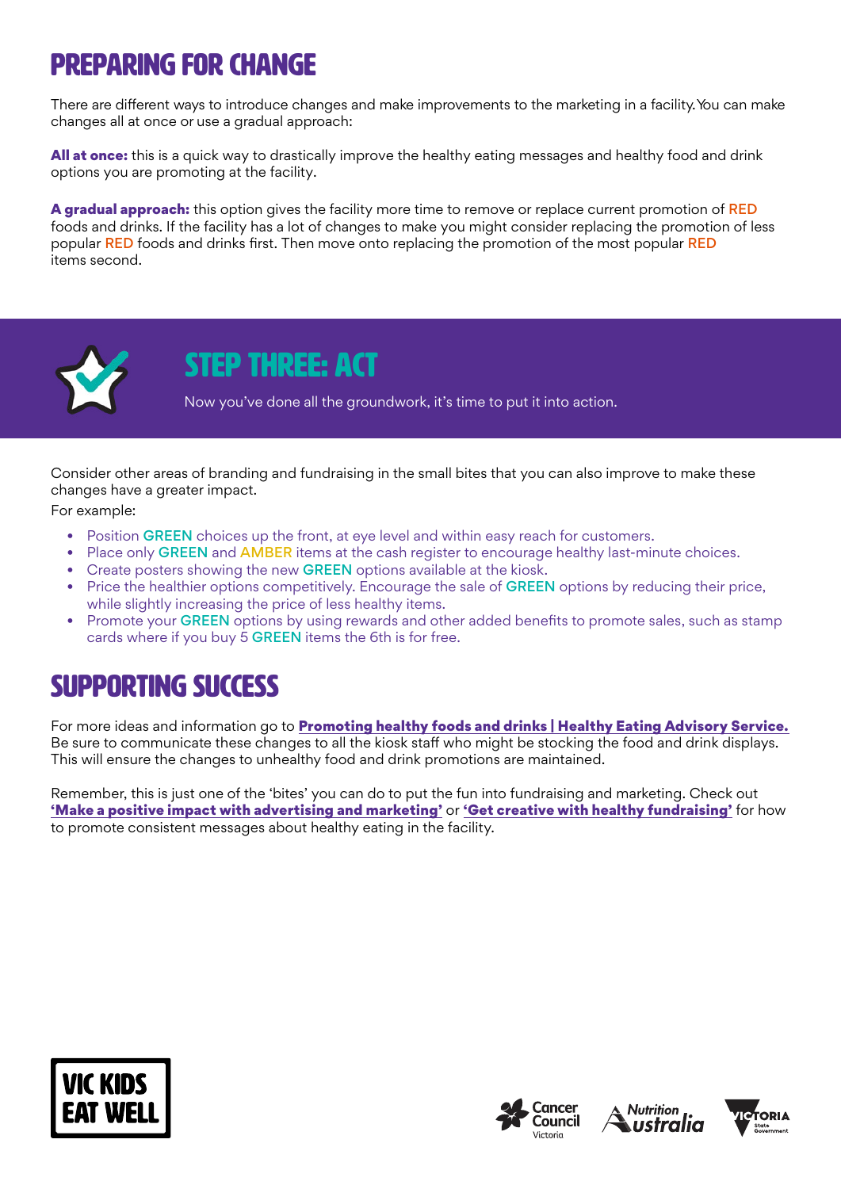## PREPARING FOR CHANGE

There are different ways to introduce changes and make improvements to the marketing in a facility. You can make changes all at once or use a gradual approach:

**All at once:** this is a quick way to drastically improve the healthy eating messages and healthy food and drink options you are promoting at the facility.

**A gradual approach:** this option gives the facility more time to remove or replace current promotion of RED foods and drinks. If the facility has a lot of changes to make you might consider replacing the promotion of less popular RED foods and drinks first. Then move onto replacing the promotion of the most popular RED items second.

## STEP THREE: ACT

Now you've done all the groundwork, it's time to put it into action.

Consider other areas of branding and fundraising in the small bites that you can also improve to make these changes have a greater impact.

For example:

- Position GREEN choices up the front, at eye level and within easy reach for customers.
- Place only GREEN and AMBER items at the cash register to encourage healthy last-minute choices.
- Create posters showing the new GREEN options available at the kiosk.
- Price the healthier options competitively. Encourage the sale of GREEN options by reducing their price, while slightly increasing the price of less healthy items.
- Promote your GREEN options by using rewards and other added benefits to promote sales, such as stamp cards where if you buy 5 GREEN items the 6th is for free.

## SUPPORTING SUCCESS

For more ideas and information go to **Promoting healthy foods and drinks | Healthy Eating Advisory Service.** Be sure to communicate these changes to all the kiosk staff who might be stocking the food and drink displays. This will ensure the changes to unhealthy food and drink promotions are maintained.

Remember, this is just one of the 'bites' you can do to put the fun into fundraising and marketing. Check out **'Make a positive impact with advertising and marketing'** or **'Get creative with healthy fundraising'** for how to promote consistent messages about healthy eating in the facility.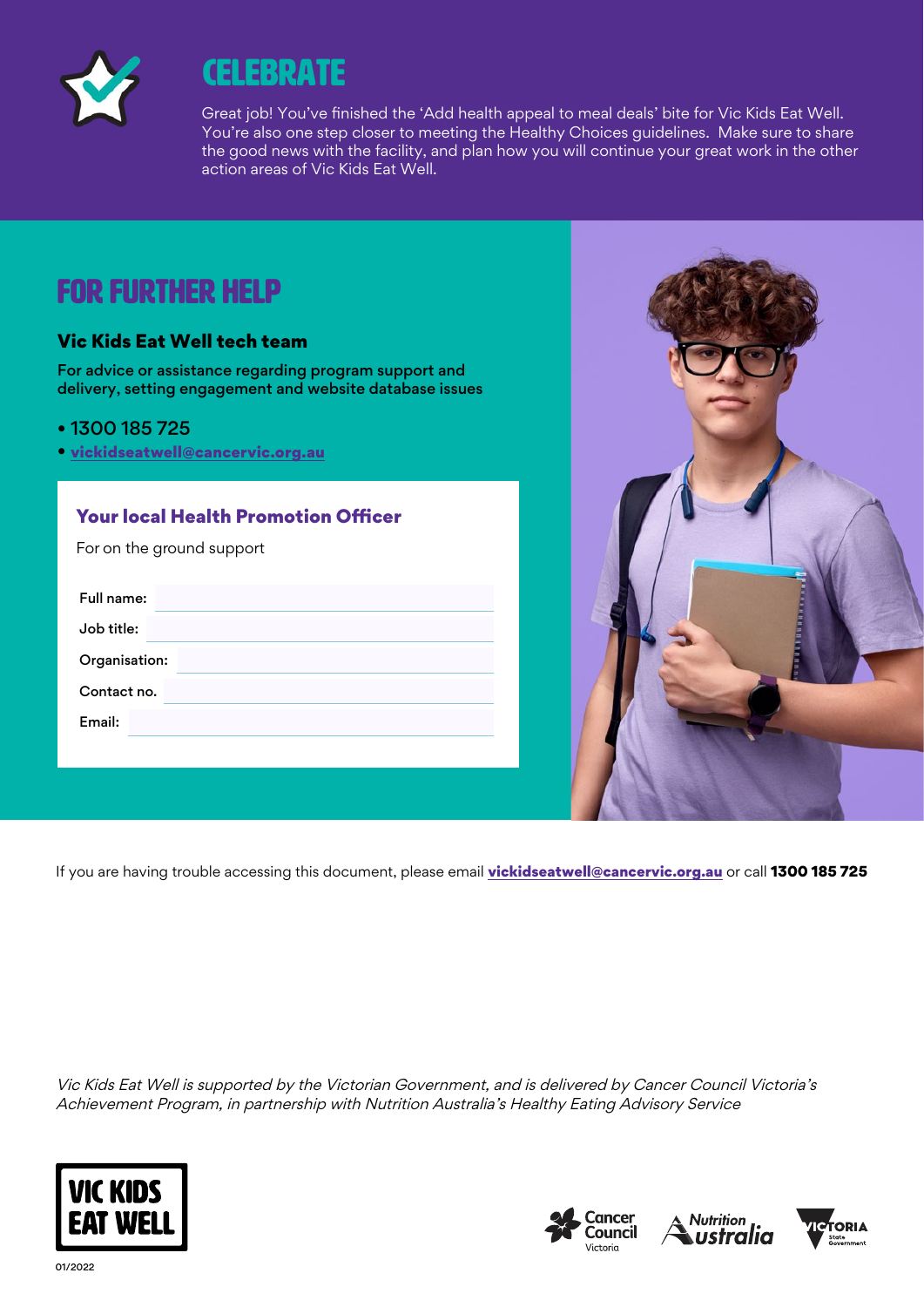# CELEBRATE

Great job! You've finished the 'Add health appeal to meal deals' bite for Vic Kids Eat Well. You're also one step closer to meeting the Healthy Choices guidelines. Make sure to share the good news with the facility, and plan how you will continue your great work in the other action areas of Vic Kids Eat Well.

## FOR FURTHER HELP

### Vic Kids Eat Well tech team

For advice or assistance regarding program support and delivery, setting engagement and website database issues

- 1300 185 725
- **vickidseatwell@cancervic.org.au**

### Your local Health Promotion Officer

For on the ground support

Full name:

Job title:

Organisation:

Contact no.

Email:

If you are having trouble accessing this document, please email **vickidseatwell@cancervic.org.au** or call **1300 185 725**

*Vic Kids Eat Well is supported by the Victorian Government, and is delivered by Cancer Council Victoria's Achievement Program, in partnership with Nutrition Australia's Healthy Eating Advisory Service*

VIC KIDS EAT WELL

Cancer Council Victoria    Nutrition Australia    Victoria State Government

01/2022